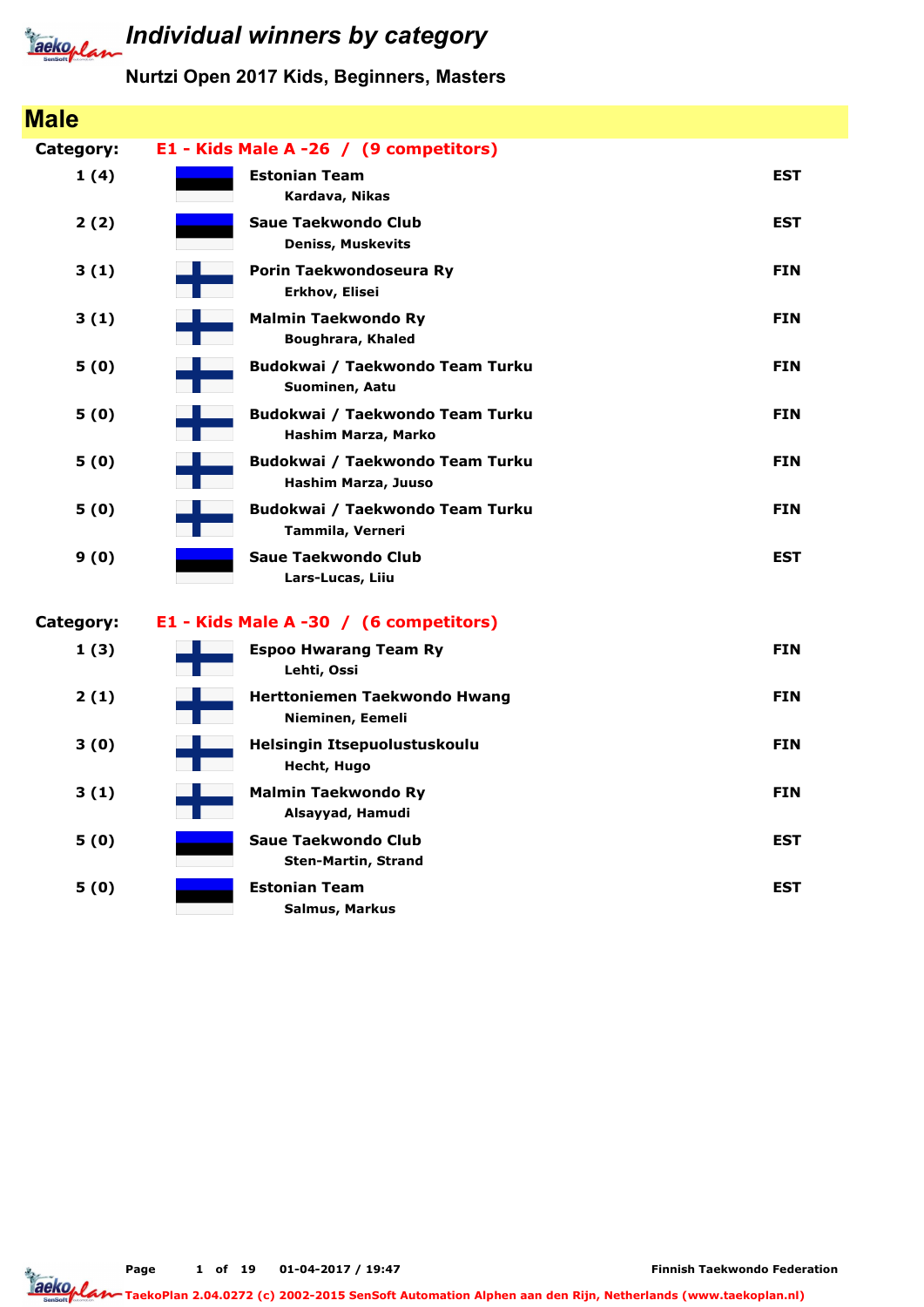# Individual winners by category

## Nurtzi Open 2017 Kids, Beginners, Masters

## Male

**Category:** **E1 - Kids Male A -26 / (9 competitors)**

| Place | Club / Name | Country |
|---|---|---|
| 1 (4) | **Estonian Team**<br>Kardava, Nikas | EST |
| 2 (2) | **Saue Taekwondo Club**<br>Deniss, Muskevits | EST |
| 3 (1) | **Porin Taekwondoseura Ry**<br>Erkhov, Elisei | FIN |
| 3 (1) | **Malmin Taekwondo Ry**<br>Boughrara, Khaled | FIN |
| 5 (0) | **Budokwai / Taekwondo Team Turku**<br>Suominen, Aatu | FIN |
| 5 (0) | **Budokwai / Taekwondo Team Turku**<br>Hashim Marza, Marko | FIN |
| 5 (0) | **Budokwai / Taekwondo Team Turku**<br>Hashim Marza, Juuso | FIN |
| 5 (0) | **Budokwai / Taekwondo Team Turku**<br>Tammila, Verneri | FIN |
| 9 (0) | **Saue Taekwondo Club**<br>Lars-Lucas, Liiu | EST |

**Category:** **E1 - Kids Male A -30 / (6 competitors)**

| Place | Club / Name | Country |
|---|---|---|
| 1 (3) | **Espoo Hwarang Team Ry**<br>Lehti, Ossi | FIN |
| 2 (1) | **Herttoniemen Taekwondo Hwang**<br>Nieminen, Eemeli | FIN |
| 3 (0) | **Helsingin Itsepuolustuskoulu**<br>Hecht, Hugo | FIN |
| 3 (1) | **Malmin Taekwondo Ry**<br>Alsayyad, Hamudi | FIN |
| 5 (0) | **Saue Taekwondo Club**<br>Sten-Martin, Strand | EST |
| 5 (0) | **Estonian Team**<br>Salmus, Markus | EST |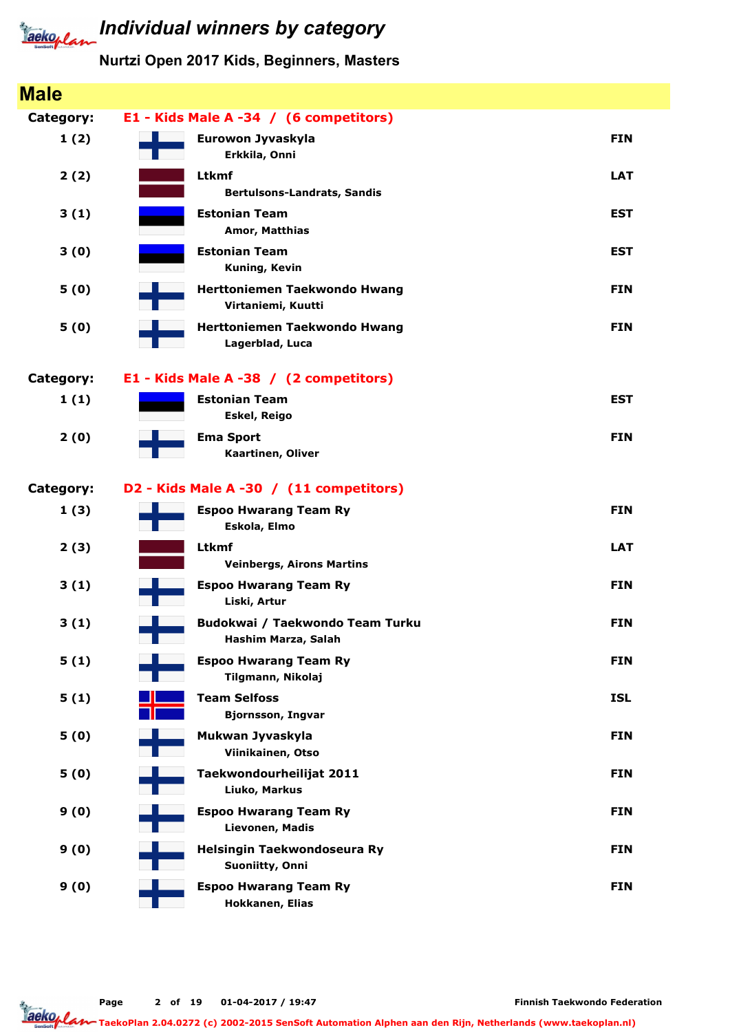# Individual winners by category

## Nurtzi Open 2017 Kids, Beginners, Masters

## Male

**Category:** **E1 - Kids Male A -34 / (6 competitors)**

| Place | Club / Name | Country |
|---|---|---|
| 1 (2) | **Eurowon Jyvaskyla**<br>Erkkila, Onni | FIN |
| 2 (2) | **Ltkmf**<br>Bertulsons-Landrats, Sandis | LAT |
| 3 (1) | **Estonian Team**<br>Amor, Matthias | EST |
| 3 (0) | **Estonian Team**<br>Kuning, Kevin | EST |
| 5 (0) | **Herttoniemen Taekwondo Hwang**<br>Virtaniemi, Kuutti | FIN |
| 5 (0) | **Herttoniemen Taekwondo Hwang**<br>Lagerblad, Luca | FIN |

**Category:** **E1 - Kids Male A -38 / (2 competitors)**

| Place | Club / Name | Country |
|---|---|---|
| 1 (1) | **Estonian Team**<br>Eskel, Reigo | EST |
| 2 (0) | **Ema Sport**<br>Kaartinen, Oliver | FIN |

**Category:** **D2 - Kids Male A -30 / (11 competitors)**

| Place | Club / Name | Country |
|---|---|---|
| 1 (3) | **Espoo Hwarang Team Ry**<br>Eskola, Elmo | FIN |
| 2 (3) | **Ltkmf**<br>Veinbergs, Airons Martins | LAT |
| 3 (1) | **Espoo Hwarang Team Ry**<br>Liski, Artur | FIN |
| 3 (1) | **Budokwai / Taekwondo Team Turku**<br>Hashim Marza, Salah | FIN |
| 5 (1) | **Espoo Hwarang Team Ry**<br>Tilgmann, Nikolaj | FIN |
| 5 (1) | **Team Selfoss**<br>Bjornsson, Ingvar | ISL |
| 5 (0) | **Mukwan Jyvaskyla**<br>Viinikainen, Otso | FIN |
| 5 (0) | **Taekwondourheilijat 2011**<br>Liuko, Markus | FIN |
| 9 (0) | **Espoo Hwarang Team Ry**<br>Lievonen, Madis | FIN |
| 9 (0) | **Helsingin Taekwondoseura Ry**<br>Suoniitty, Onni | FIN |
| 9 (0) | **Espoo Hwarang Team Ry**<br>Hokkanen, Elias | FIN |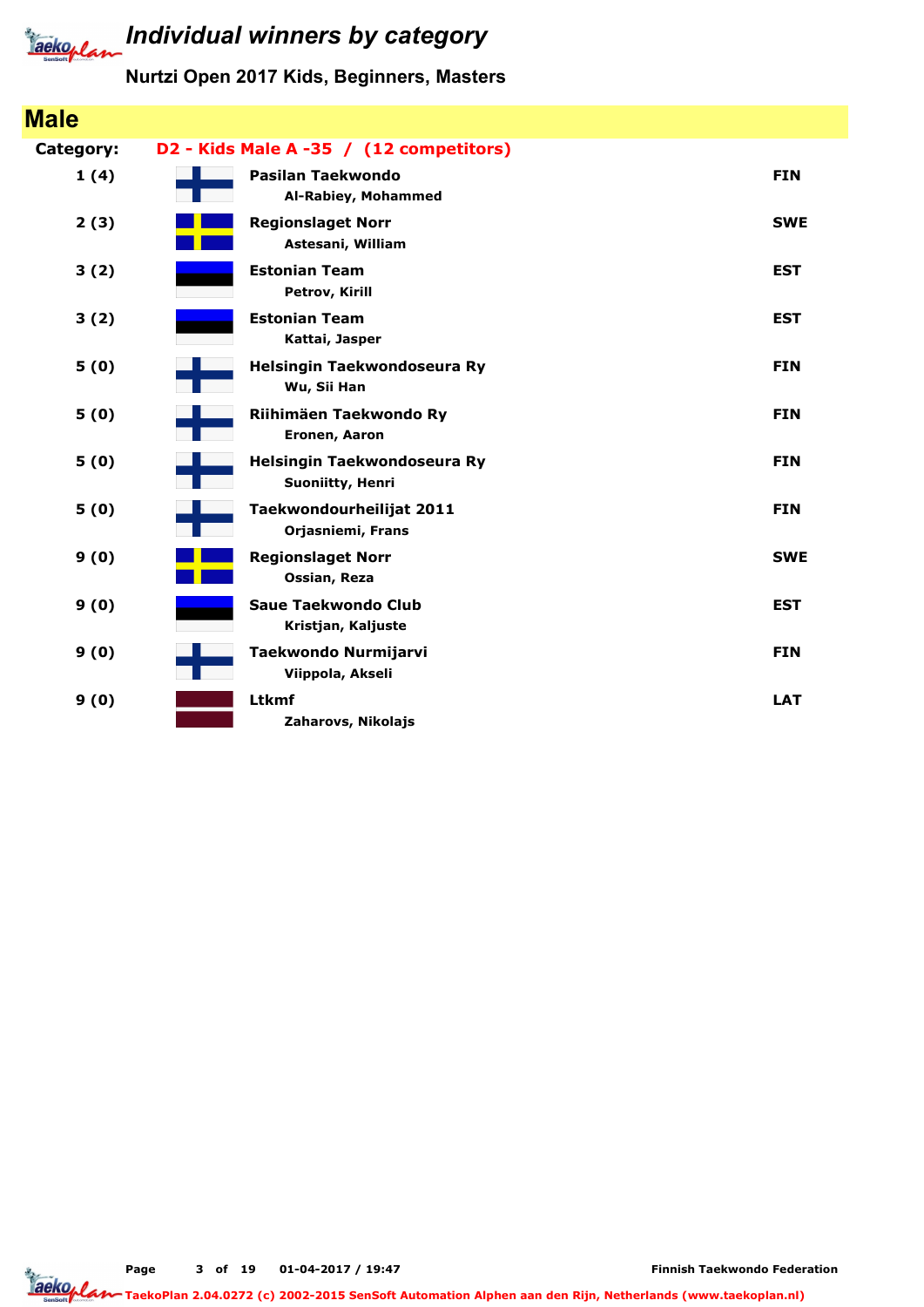# Individual winners by category

## Nurtzi Open 2017 Kids, Beginners, Masters

## Male

**Category:** **D2 - Kids Male A -35 / (12 competitors)**

| Place | Club / Name | Country |
|---|---|---|
| 1 (4) | **Pasilan Taekwondo**<br>Al-Rabiey, Mohammed | FIN |
| 2 (3) | **Regionslaget Norr**<br>Astesani, William | SWE |
| 3 (2) | **Estonian Team**<br>Petrov, Kirill | EST |
| 3 (2) | **Estonian Team**<br>Kattai, Jasper | EST |
| 5 (0) | **Helsingin Taekwondoseura Ry**<br>Wu, Sii Han | FIN |
| 5 (0) | **Riihimäen Taekwondo Ry**<br>Eronen, Aaron | FIN |
| 5 (0) | **Helsingin Taekwondoseura Ry**<br>Suoniitty, Henri | FIN |
| 5 (0) | **Taekwondourheilijat 2011**<br>Orjasniemi, Frans | FIN |
| 9 (0) | **Regionslaget Norr**<br>Ossian, Reza | SWE |
| 9 (0) | **Saue Taekwondo Club**<br>Kristjan, Kaljuste | EST |
| 9 (0) | **Taekwondo Nurmijarvi**<br>Viippola, Akseli | FIN |
| 9 (0) | **Ltkmf**<br>Zaharovs, Nikolajs | LAT |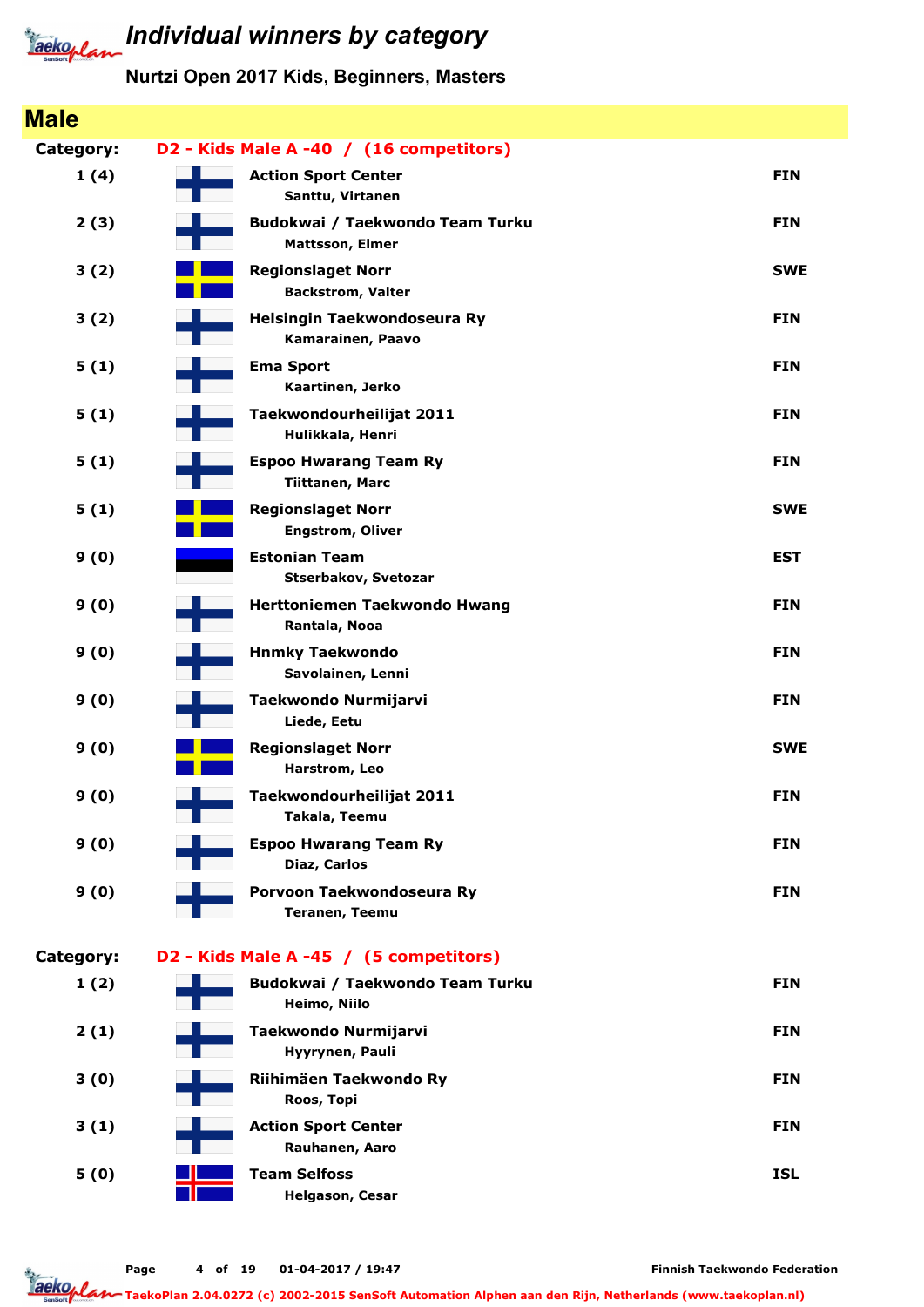# Individual winners by category

## Nurtzi Open 2017 Kids, Beginners, Masters

## Male

**Category: D2 - Kids Male A -40 / (16 competitors)**

| Place | Club / Name | Country |
|---|---|---|
| 1 (4) | **Action Sport Center**<br>Santtu, Virtanen | FIN |
| 2 (3) | **Budokwai / Taekwondo Team Turku**<br>Mattsson, Elmer | FIN |
| 3 (2) | **Regionslaget Norr**<br>Backstrom, Valter | SWE |
| 3 (2) | **Helsingin Taekwondoseura Ry**<br>Kamarainen, Paavo | FIN |
| 5 (1) | **Ema Sport**<br>Kaartinen, Jerko | FIN |
| 5 (1) | **Taekwondourheilijat 2011**<br>Hulikkala, Henri | FIN |
| 5 (1) | **Espoo Hwarang Team Ry**<br>Tiittanen, Marc | FIN |
| 5 (1) | **Regionslaget Norr**<br>Engstrom, Oliver | SWE |
| 9 (0) | **Estonian Team**<br>Stserbakov, Svetozar | EST |
| 9 (0) | **Herttoniemen Taekwondo Hwang**<br>Rantala, Nooa | FIN |
| 9 (0) | **Hnmky Taekwondo**<br>Savolainen, Lenni | FIN |
| 9 (0) | **Taekwondo Nurmijarvi**<br>Liede, Eetu | FIN |
| 9 (0) | **Regionslaget Norr**<br>Harstrom, Leo | SWE |
| 9 (0) | **Taekwondourheilijat 2011**<br>Takala, Teemu | FIN |
| 9 (0) | **Espoo Hwarang Team Ry**<br>Diaz, Carlos | FIN |
| 9 (0) | **Porvoon Taekwondoseura Ry**<br>Teranen, Teemu | FIN |

**Category: D2 - Kids Male A -45 / (5 competitors)**

| Place | Club / Name | Country |
|---|---|---|
| 1 (2) | **Budokwai / Taekwondo Team Turku**<br>Heimo, Niilo | FIN |
| 2 (1) | **Taekwondo Nurmijarvi**<br>Hyyrynen, Pauli | FIN |
| 3 (0) | **Riihimäen Taekwondo Ry**<br>Roos, Topi | FIN |
| 3 (1) | **Action Sport Center**<br>Rauhanen, Aaro | FIN |
| 5 (0) | **Team Selfoss**<br>Helgason, Cesar | ISL |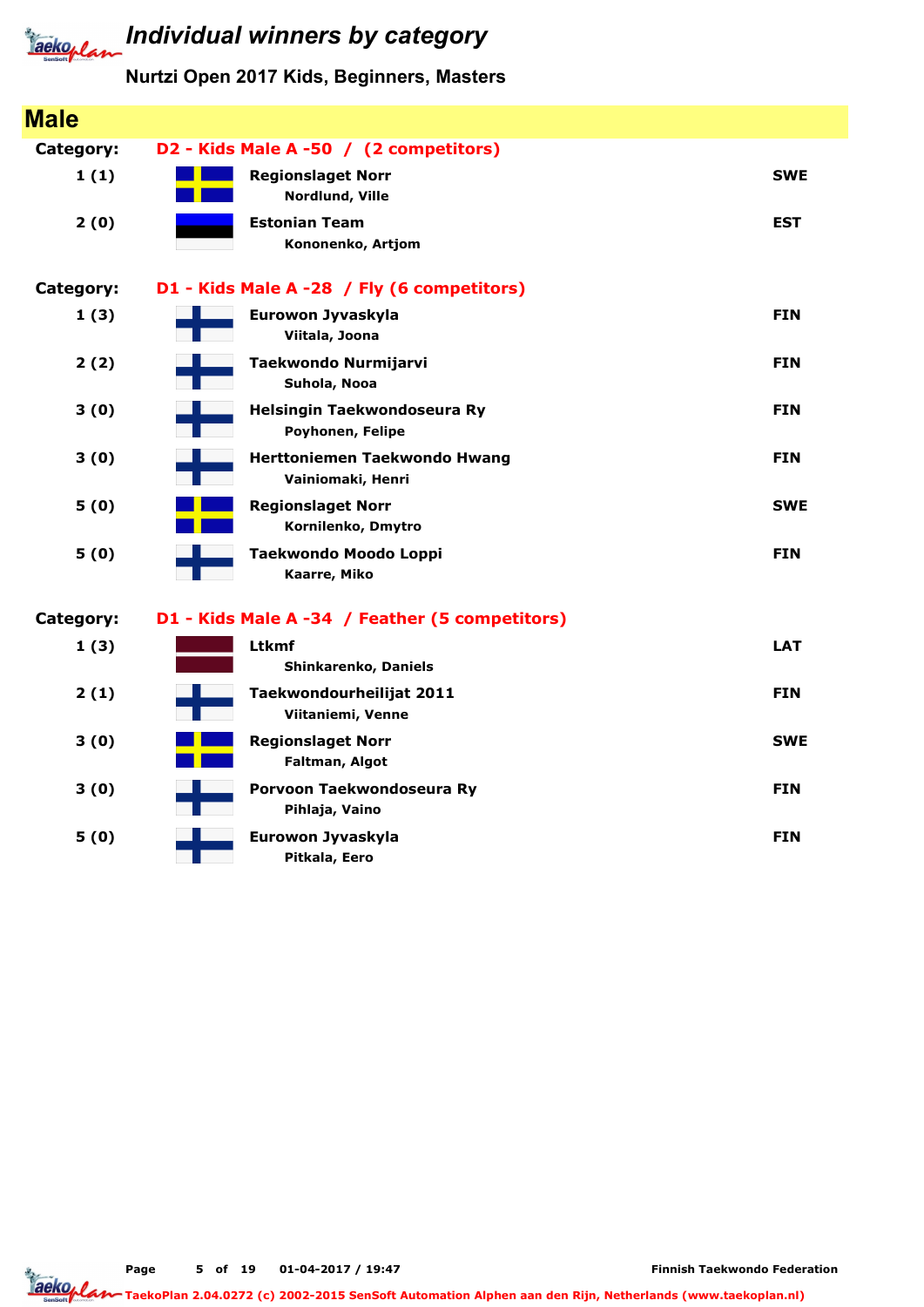# Individual winners by category

## Nurtzi Open 2017 Kids, Beginners, Masters

## Male

**Category:** **D2 - Kids Male A -50 / (2 competitors)**

| Place | Team / Name | Country |
|---|---|---|
| 1 (1) | **Regionslaget Norr**<br>Nordlund, Ville | SWE |
| 2 (0) | **Estonian Team**<br>Kononenko, Artjom | EST |

**Category:** **D1 - Kids Male A -28 / Fly (6 competitors)**

| Place | Team / Name | Country |
|---|---|---|
| 1 (3) | **Eurowon Jyvaskyla**<br>Viitala, Joona | FIN |
| 2 (2) | **Taekwondo Nurmijarvi**<br>Suhola, Nooa | FIN |
| 3 (0) | **Helsingin Taekwondoseura Ry**<br>Poyhonen, Felipe | FIN |
| 3 (0) | **Herttoniemen Taekwondo Hwang**<br>Vainiomaki, Henri | FIN |
| 5 (0) | **Regionslaget Norr**<br>Kornilenko, Dmytro | SWE |
| 5 (0) | **Taekwondo Moodo Loppi**<br>Kaarre, Miko | FIN |

**Category:** **D1 - Kids Male A -34 / Feather (5 competitors)**

| Place | Team / Name | Country |
|---|---|---|
| 1 (3) | **Ltkmf**<br>Shinkarenko, Daniels | LAT |
| 2 (1) | **Taekwondourheilijat 2011**<br>Viitaniemi, Venne | FIN |
| 3 (0) | **Regionslaget Norr**<br>Faltman, Algot | SWE |
| 3 (0) | **Porvoon Taekwondoseura Ry**<br>Pihlaja, Vaino | FIN |
| 5 (0) | **Eurowon Jyvaskyla**<br>Pitkala, Eero | FIN |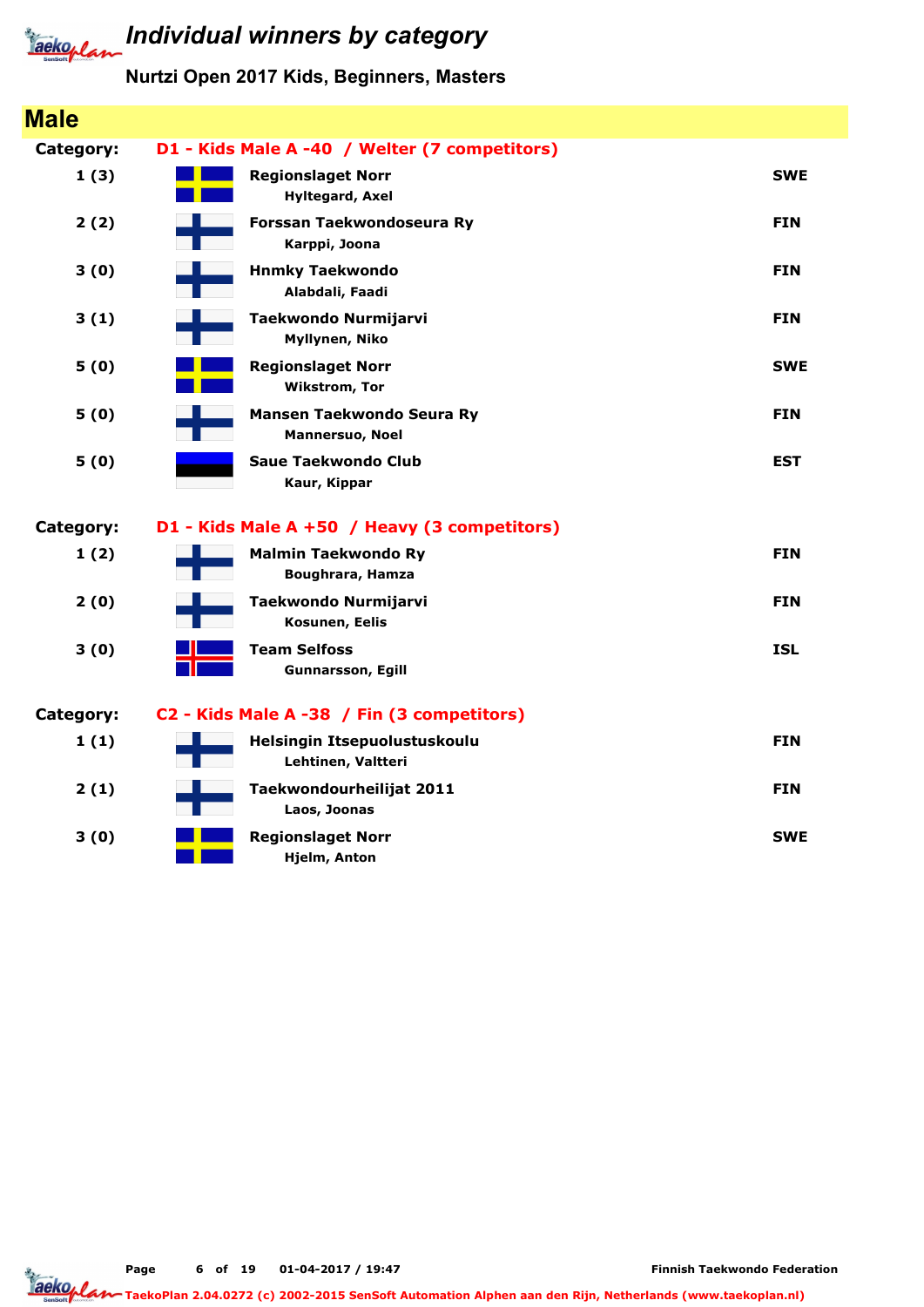# Individual winners by category

## Nurtzi Open 2017 Kids, Beginners, Masters

## Male

**Category: D1 - Kids Male A -40 / Welter (7 competitors)**

| Place | Club / Name | Country |
|---|---|---|
| 1 (3) | **Regionslaget Norr**<br>Hyltegard, Axel | SWE |
| 2 (2) | **Forssan Taekwondoseura Ry**<br>Karppi, Joona | FIN |
| 3 (0) | **Hnmky Taekwondo**<br>Alabdali, Faadi | FIN |
| 3 (1) | **Taekwondo Nurmijarvi**<br>Myllynen, Niko | FIN |
| 5 (0) | **Regionslaget Norr**<br>Wikstrom, Tor | SWE |
| 5 (0) | **Mansen Taekwondo Seura Ry**<br>Mannersuo, Noel | FIN |
| 5 (0) | **Saue Taekwondo Club**<br>Kaur, Kippar | EST |

**Category: D1 - Kids Male A +50 / Heavy (3 competitors)**

| Place | Club / Name | Country |
|---|---|---|
| 1 (2) | **Malmin Taekwondo Ry**<br>Boughrara, Hamza | FIN |
| 2 (0) | **Taekwondo Nurmijarvi**<br>Kosunen, Eelis | FIN |
| 3 (0) | **Team Selfoss**<br>Gunnarsson, Egill | ISL |

**Category: C2 - Kids Male A -38 / Fin (3 competitors)**

| Place | Club / Name | Country |
|---|---|---|
| 1 (1) | **Helsingin Itsepuolustuskoulu**<br>Lehtinen, Valtteri | FIN |
| 2 (1) | **Taekwondourheilijat 2011**<br>Laos, Joonas | FIN |
| 3 (0) | **Regionslaget Norr**<br>Hjelm, Anton | SWE |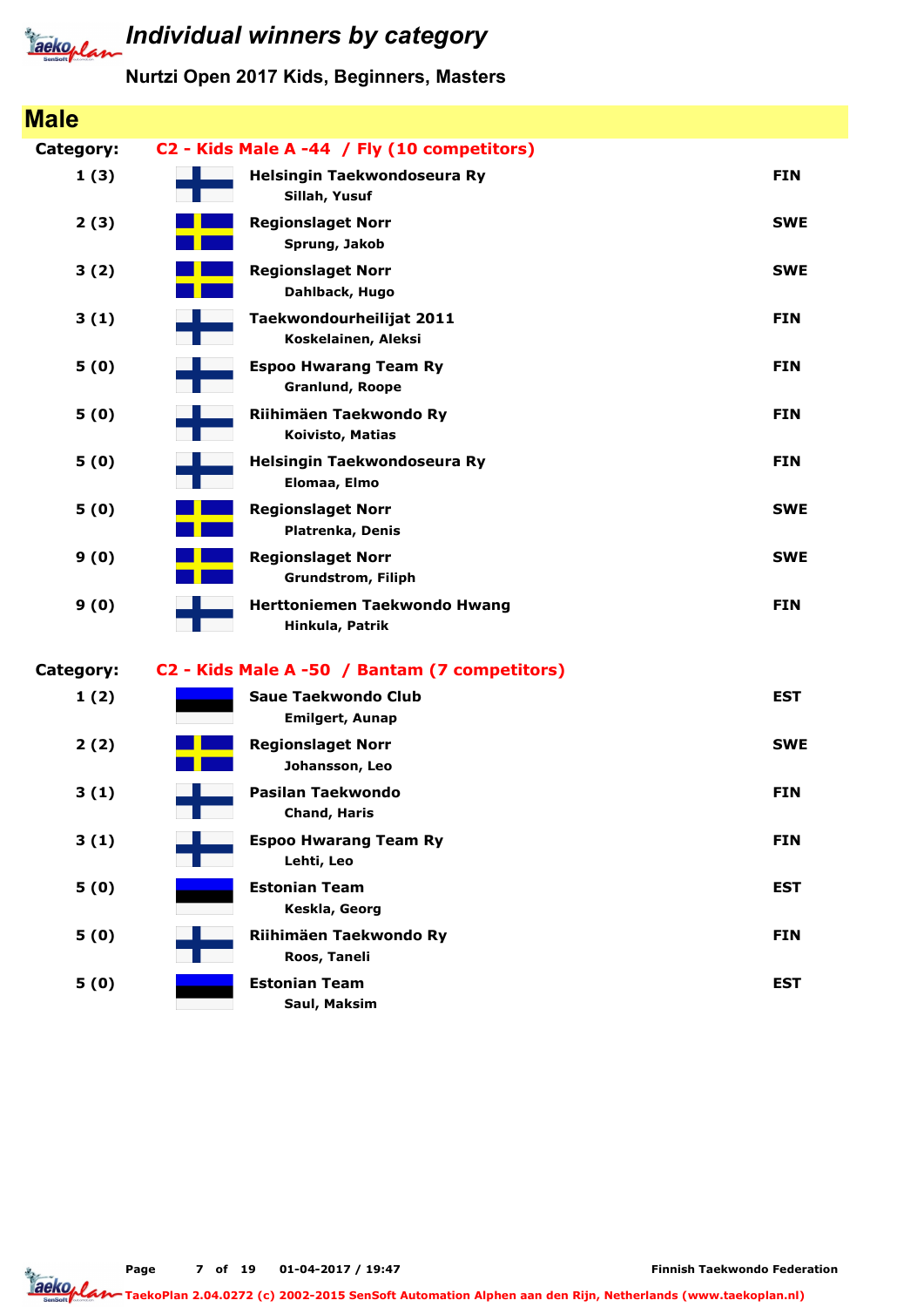# Individual winners by category

**Nurtzi Open 2017 Kids, Beginners, Masters**

## Male

**Category:** C2 - Kids Male A -44 / Fly (10 competitors)

| Place | Club / Name | Country |
|---|---|---|
| 1 (3) | **Helsingin Taekwondoseura Ry**<br>Sillah, Yusuf | FIN |
| 2 (3) | **Regionslaget Norr**<br>Sprung, Jakob | SWE |
| 3 (2) | **Regionslaget Norr**<br>Dahlback, Hugo | SWE |
| 3 (1) | **Taekwondourheilijat 2011**<br>Koskelainen, Aleksi | FIN |
| 5 (0) | **Espoo Hwarang Team Ry**<br>Granlund, Roope | FIN |
| 5 (0) | **Riihimäen Taekwondo Ry**<br>Koivisto, Matias | FIN |
| 5 (0) | **Helsingin Taekwondoseura Ry**<br>Elomaa, Elmo | FIN |
| 5 (0) | **Regionslaget Norr**<br>Platrenka, Denis | SWE |
| 9 (0) | **Regionslaget Norr**<br>Grundstrom, Filiph | SWE |
| 9 (0) | **Herttoniemen Taekwondo Hwang**<br>Hinkula, Patrik | FIN |

**Category:** C2 - Kids Male A -50 / Bantam (7 competitors)

| Place | Club / Name | Country |
|---|---|---|
| 1 (2) | **Saue Taekwondo Club**<br>Emilgert, Aunap | EST |
| 2 (2) | **Regionslaget Norr**<br>Johansson, Leo | SWE |
| 3 (1) | **Pasilan Taekwondo**<br>Chand, Haris | FIN |
| 3 (1) | **Espoo Hwarang Team Ry**<br>Lehti, Leo | FIN |
| 5 (0) | **Estonian Team**<br>Keskla, Georg | EST |
| 5 (0) | **Riihimäen Taekwondo Ry**<br>Roos, Taneli | FIN |
| 5 (0) | **Estonian Team**<br>Saul, Maksim | EST |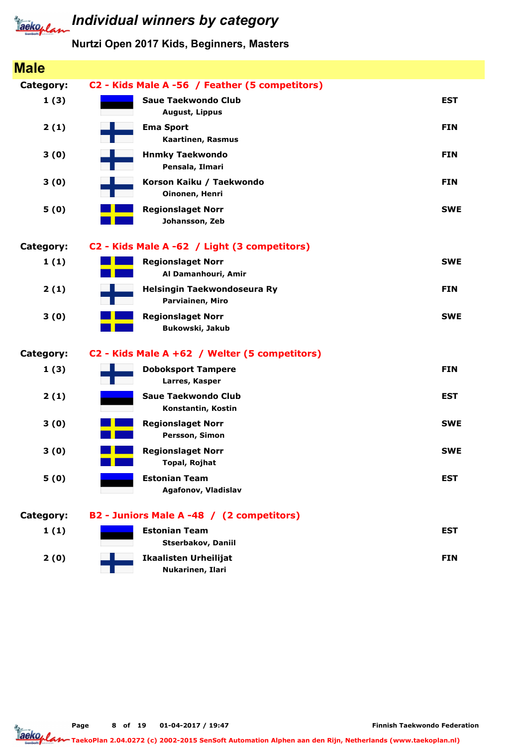# Individual winners by category

## Nurtzi Open 2017 Kids, Beginners, Masters

## Male

**Category: C2 - Kids Male A -56 / Feather (5 competitors)**

| Place | Club / Name | Country |
|---|---|---|
| 1 (3) | **Saue Taekwondo Club**<br>August, Lippus | EST |
| 2 (1) | **Ema Sport**<br>Kaartinen, Rasmus | FIN |
| 3 (0) | **Hnmky Taekwondo**<br>Pensala, Ilmari | FIN |
| 3 (0) | **Korson Kaiku / Taekwondo**<br>Oinonen, Henri | FIN |
| 5 (0) | **Regionslaget Norr**<br>Johansson, Zeb | SWE |

**Category: C2 - Kids Male A -62 / Light (3 competitors)**

| Place | Club / Name | Country |
|---|---|---|
| 1 (1) | **Regionslaget Norr**<br>Al Damanhouri, Amir | SWE |
| 2 (1) | **Helsingin Taekwondoseura Ry**<br>Parviainen, Miro | FIN |
| 3 (0) | **Regionslaget Norr**<br>Bukowski, Jakub | SWE |

**Category: C2 - Kids Male A +62 / Welter (5 competitors)**

| Place | Club / Name | Country |
|---|---|---|
| 1 (3) | **Doboksport Tampere**<br>Larres, Kasper | FIN |
| 2 (1) | **Saue Taekwondo Club**<br>Konstantin, Kostin | EST |
| 3 (0) | **Regionslaget Norr**<br>Persson, Simon | SWE |
| 3 (0) | **Regionslaget Norr**<br>Topal, Rojhat | SWE |
| 5 (0) | **Estonian Team**<br>Agafonov, Vladislav | EST |

**Category: B2 - Juniors Male A -48 / (2 competitors)**

| Place | Club / Name | Country |
|---|---|---|
| 1 (1) | **Estonian Team**<br>Stserbakov, Daniil | EST |
| 2 (0) | **Ikaalisten Urheilijat**<br>Nukarinen, Ilari | FIN |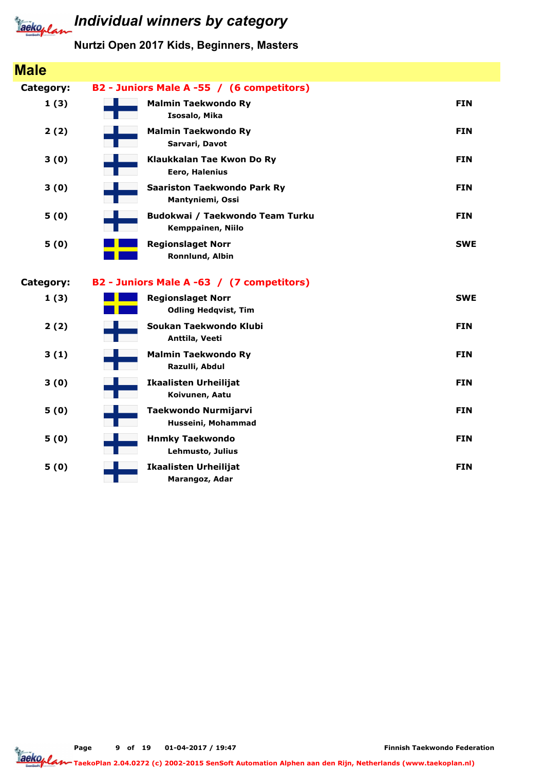# Individual winners by category

## Nurtzi Open 2017 Kids, Beginners, Masters

## Male

**Category:** B2 - Juniors Male A -55 / (6 competitors)

| Place | Club / Name | Country |
|---|---|---|
| 1 (3) | **Malmin Taekwondo Ry**<br>Isosalo, Mika | FIN |
| 2 (2) | **Malmin Taekwondo Ry**<br>Sarvari, Davot | FIN |
| 3 (0) | **Klaukkalan Tae Kwon Do Ry**<br>Eero, Halenius | FIN |
| 3 (0) | **Saariston Taekwondo Park Ry**<br>Mantyniemi, Ossi | FIN |
| 5 (0) | **Budokwai / Taekwondo Team Turku**<br>Kemppainen, Niilo | FIN |
| 5 (0) | **Regionslaget Norr**<br>Ronnlund, Albin | SWE |

**Category:** B2 - Juniors Male A -63 / (7 competitors)

| Place | Club / Name | Country |
|---|---|---|
| 1 (3) | **Regionslaget Norr**<br>Odling Hedqvist, Tim | SWE |
| 2 (2) | **Soukan Taekwondo Klubi**<br>Anttila, Veeti | FIN |
| 3 (1) | **Malmin Taekwondo Ry**<br>Razulli, Abdul | FIN |
| 3 (0) | **Ikaalisten Urheilijat**<br>Koivunen, Aatu | FIN |
| 5 (0) | **Taekwondo Nurmijarvi**<br>Husseini, Mohammad | FIN |
| 5 (0) | **Hnmky Taekwondo**<br>Lehmusto, Julius | FIN |
| 5 (0) | **Ikaalisten Urheilijat**<br>Marangoz, Adar | FIN |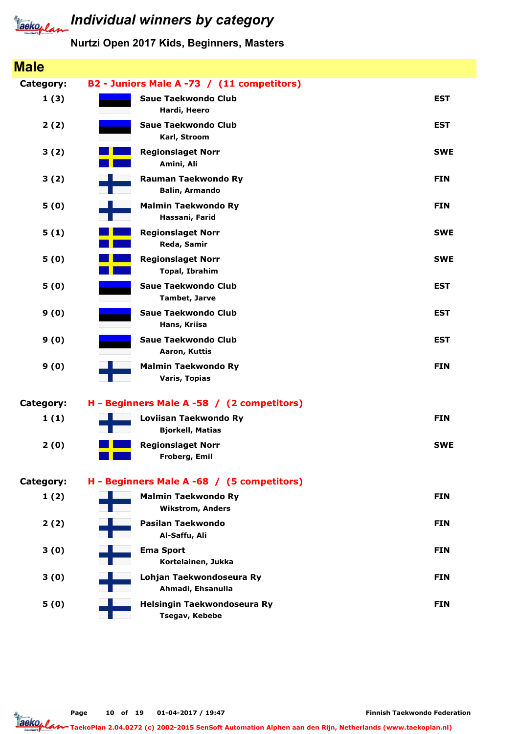# Individual winners by category

**Nurtzi Open 2017 Kids, Beginners, Masters**

## Male

**Category: B2 - Juniors Male A -73 / (11 competitors)**

| Place | Club / Name | Country |
|---|---|---|
| 1 (3) | **Saue Taekwondo Club**<br>Hardi, Heero | EST |
| 2 (2) | **Saue Taekwondo Club**<br>Karl, Stroom | EST |
| 3 (2) | **Regionslaget Norr**<br>Amini, Ali | SWE |
| 3 (2) | **Rauman Taekwondo Ry**<br>Balin, Armando | FIN |
| 5 (0) | **Malmin Taekwondo Ry**<br>Hassani, Farid | FIN |
| 5 (1) | **Regionslaget Norr**<br>Reda, Samir | SWE |
| 5 (0) | **Regionslaget Norr**<br>Topal, Ibrahim | SWE |
| 5 (0) | **Saue Taekwondo Club**<br>Tambet, Jarve | EST |
| 9 (0) | **Saue Taekwondo Club**<br>Hans, Kriisa | EST |
| 9 (0) | **Saue Taekwondo Club**<br>Aaron, Kuttis | EST |
| 9 (0) | **Malmin Taekwondo Ry**<br>Varis, Topias | FIN |

**Category: H - Beginners Male A -58 / (2 competitors)**

| Place | Club / Name | Country |
|---|---|---|
| 1 (1) | **Loviisan Taekwondo Ry**<br>Bjorkell, Matias | FIN |
| 2 (0) | **Regionslaget Norr**<br>Froberg, Emil | SWE |

**Category: H - Beginners Male A -68 / (5 competitors)**

| Place | Club / Name | Country |
|---|---|---|
| 1 (2) | **Malmin Taekwondo Ry**<br>Wikstrom, Anders | FIN |
| 2 (2) | **Pasilan Taekwondo**<br>Al-Saffu, Ali | FIN |
| 3 (0) | **Ema Sport**<br>Kortelainen, Jukka | FIN |
| 3 (0) | **Lohjan Taekwondoseura Ry**<br>Ahmadi, Ehsanulla | FIN |
| 5 (0) | **Helsingin Taekwondoseura Ry**<br>Tsegav, Kebebe | FIN |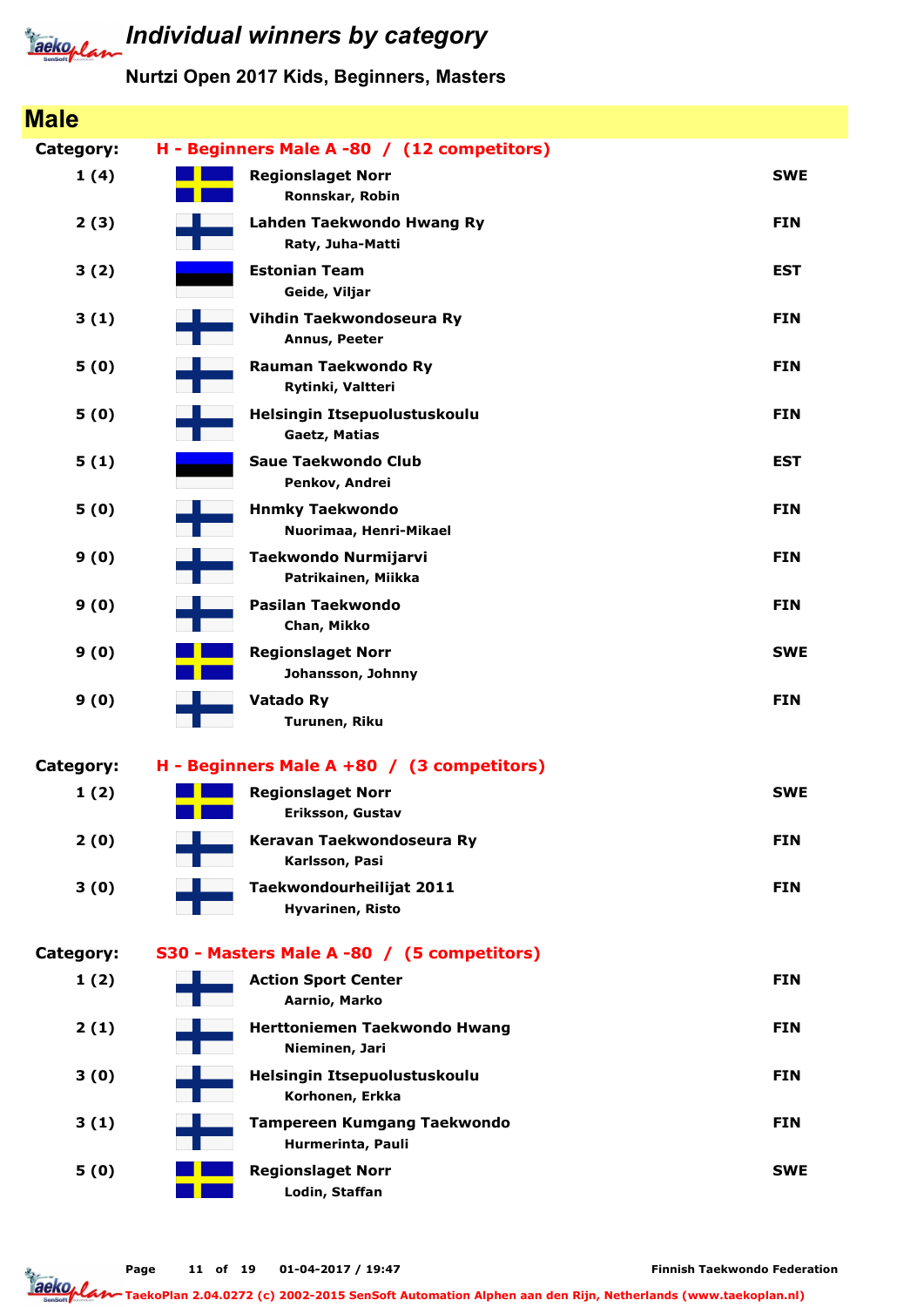# Individual winners by category

## Nurtzi Open 2017 Kids, Beginners, Masters

## Male

**Category: H - Beginners Male A -80 / (12 competitors)**

| Rank | Club / Name | Country |
|---|---|---|
| 1 (4) | **Regionslaget Norr**<br>Ronnskar, Robin | SWE |
| 2 (3) | **Lahden Taekwondo Hwang Ry**<br>Raty, Juha-Matti | FIN |
| 3 (2) | **Estonian Team**<br>Geide, Viljar | EST |
| 3 (1) | **Vihdin Taekwondoseura Ry**<br>Annus, Peeter | FIN |
| 5 (0) | **Rauman Taekwondo Ry**<br>Rytinki, Valtteri | FIN |
| 5 (0) | **Helsingin Itsepuolustuskoulu**<br>Gaetz, Matias | FIN |
| 5 (1) | **Saue Taekwondo Club**<br>Penkov, Andrei | EST |
| 5 (0) | **Hnmky Taekwondo**<br>Nuorimaa, Henri-Mikael | FIN |
| 9 (0) | **Taekwondo Nurmijarvi**<br>Patrikainen, Miikka | FIN |
| 9 (0) | **Pasilan Taekwondo**<br>Chan, Mikko | FIN |
| 9 (0) | **Regionslaget Norr**<br>Johansson, Johnny | SWE |
| 9 (0) | **Vatado Ry**<br>Turunen, Riku | FIN |

**Category: H - Beginners Male A +80 / (3 competitors)**

| Rank | Club / Name | Country |
|---|---|---|
| 1 (2) | **Regionslaget Norr**<br>Eriksson, Gustav | SWE |
| 2 (0) | **Keravan Taekwondoseura Ry**<br>Karlsson, Pasi | FIN |
| 3 (0) | **Taekwondourheilijat 2011**<br>Hyvarinen, Risto | FIN |

**Category: S30 - Masters Male A -80 / (5 competitors)**

| Rank | Club / Name | Country |
|---|---|---|
| 1 (2) | **Action Sport Center**<br>Aarnio, Marko | FIN |
| 2 (1) | **Herttoniemen Taekwondo Hwang**<br>Nieminen, Jari | FIN |
| 3 (0) | **Helsingin Itsepuolustuskoulu**<br>Korhonen, Erkka | FIN |
| 3 (1) | **Tampereen Kumgang Taekwondo**<br>Hurmerinta, Pauli | FIN |
| 5 (0) | **Regionslaget Norr**<br>Lodin, Staffan | SWE |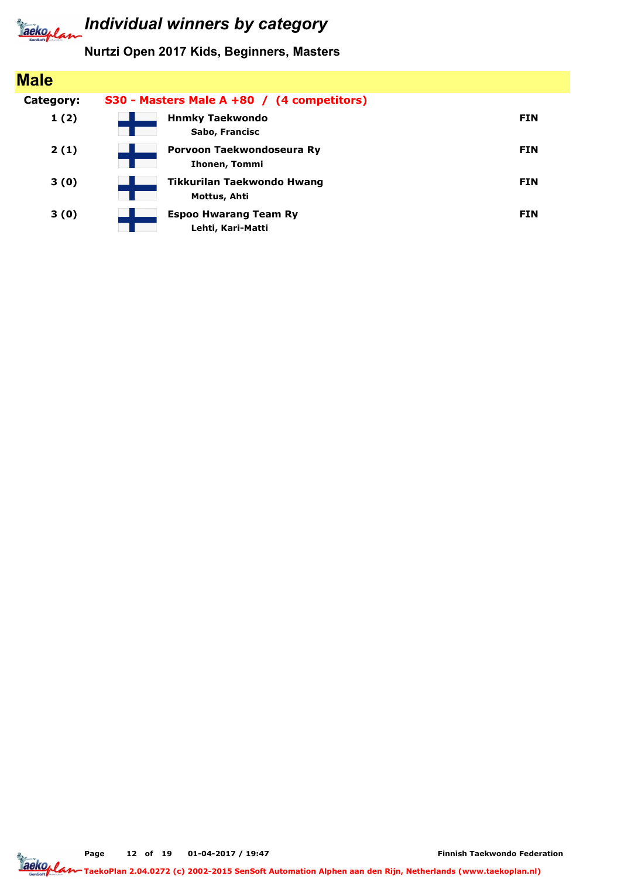# Individual winners by category

**Nurtzi Open 2017 Kids, Beginners, Masters**

## Male

**Category:** **S30 - Masters Male A +80 / (4 competitors)**

| Place | Club / Name | Country |
|---|---|---|
| 1 (2) | **Hnmky Taekwondo**<br>Sabo, Francisc | FIN |
| 2 (1) | **Porvoon Taekwondoseura Ry**<br>Ihonen, Tommi | FIN |
| 3 (0) | **Tikkurilan Taekwondo Hwang**<br>Mottus, Ahti | FIN |
| 3 (0) | **Espoo Hwarang Team Ry**<br>Lehti, Kari-Matti | FIN |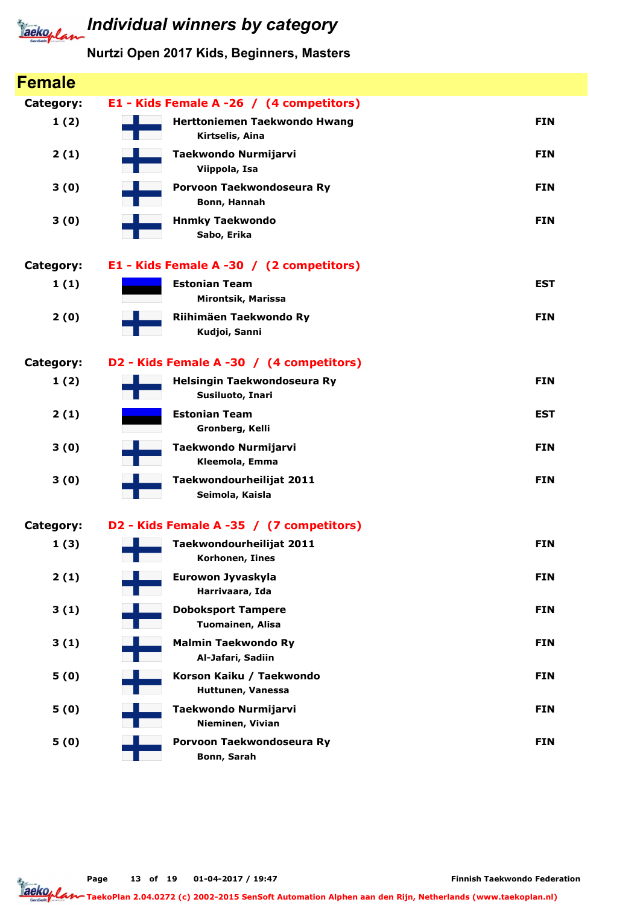# Individual winners by category

**Nurtzi Open 2017 Kids, Beginners, Masters**

## Female

### Category: E1 - Kids Female A -26 / (4 competitors)

| Place | Club / Name | Country |
|---|---|---|
| 1 (2) | **Herttoniemen Taekwondo Hwang**<br>Kirtselis, Aina | FIN |
| 2 (1) | **Taekwondo Nurmijarvi**<br>Viippola, Isa | FIN |
| 3 (0) | **Porvoon Taekwondoseura Ry**<br>Bonn, Hannah | FIN |
| 3 (0) | **Hnmky Taekwondo**<br>Sabo, Erika | FIN |

### Category: E1 - Kids Female A -30 / (2 competitors)

| Place | Club / Name | Country |
|---|---|---|
| 1 (1) | **Estonian Team**<br>Mirontsik, Marissa | EST |
| 2 (0) | **Riihimäen Taekwondo Ry**<br>Kudjoi, Sanni | FIN |

### Category: D2 - Kids Female A -30 / (4 competitors)

| Place | Club / Name | Country |
|---|---|---|
| 1 (2) | **Helsingin Taekwondoseura Ry**<br>Susiluoto, Inari | FIN |
| 2 (1) | **Estonian Team**<br>Gronberg, Kelli | EST |
| 3 (0) | **Taekwondo Nurmijarvi**<br>Kleemola, Emma | FIN |
| 3 (0) | **Taekwondourheilijat 2011**<br>Seimola, Kaisla | FIN |

### Category: D2 - Kids Female A -35 / (7 competitors)

| Place | Club / Name | Country |
|---|---|---|
| 1 (3) | **Taekwondourheilijat 2011**<br>Korhonen, Iines | FIN |
| 2 (1) | **Eurowon Jyvaskyla**<br>Harrivaara, Ida | FIN |
| 3 (1) | **Doboksport Tampere**<br>Tuomainen, Alisa | FIN |
| 3 (1) | **Malmin Taekwondo Ry**<br>Al-Jafari, Sadiin | FIN |
| 5 (0) | **Korson Kaiku / Taekwondo**<br>Huttunen, Vanessa | FIN |
| 5 (0) | **Taekwondo Nurmijarvi**<br>Nieminen, Vivian | FIN |
| 5 (0) | **Porvoon Taekwondoseura Ry**<br>Bonn, Sarah | FIN |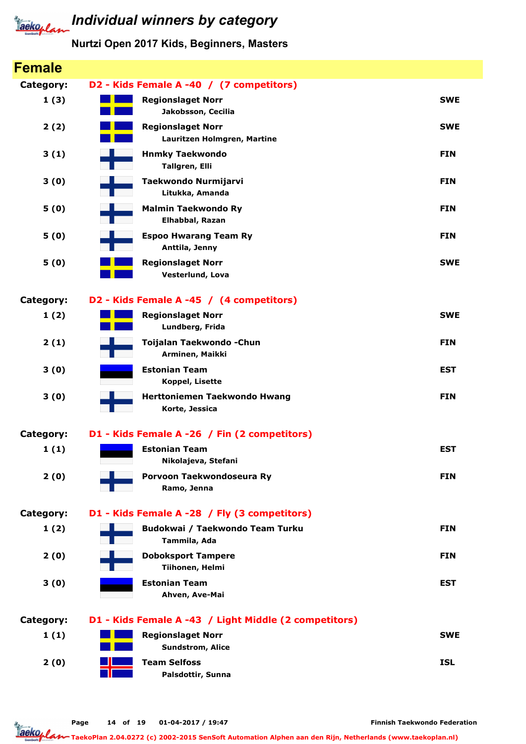# Individual winners by category

## Nurtzi Open 2017 Kids, Beginners, Masters

## Female

**Category:** D2 - Kids Female A -40 / (7 competitors)

| Place | Club / Name | Country |
|---|---|---|
| 1 (3) | **Regionslaget Norr** Jakobsson, Cecilia | SWE |
| 2 (2) | **Regionslaget Norr** Lauritzen Holmgren, Martine | SWE |
| 3 (1) | **Hnmky Taekwondo** Tallgren, Elli | FIN |
| 3 (0) | **Taekwondo Nurmijarvi** Litukka, Amanda | FIN |
| 5 (0) | **Malmin Taekwondo Ry** Elhabbal, Razan | FIN |
| 5 (0) | **Espoo Hwarang Team Ry** Anttila, Jenny | FIN |
| 5 (0) | **Regionslaget Norr** Vesterlund, Lova | SWE |

**Category:** D2 - Kids Female A -45 / (4 competitors)

| Place | Club / Name | Country |
|---|---|---|
| 1 (2) | **Regionslaget Norr** Lundberg, Frida | SWE |
| 2 (1) | **Toijalan Taekwondo -Chun** Arminen, Maikki | FIN |
| 3 (0) | **Estonian Team** Koppel, Lisette | EST |
| 3 (0) | **Herttoniemen Taekwondo Hwang** Korte, Jessica | FIN |

**Category:** D1 - Kids Female A -26 / Fin (2 competitors)

| Place | Club / Name | Country |
|---|---|---|
| 1 (1) | **Estonian Team** Nikolajeva, Stefani | EST |
| 2 (0) | **Porvoon Taekwondoseura Ry** Ramo, Jenna | FIN |

**Category:** D1 - Kids Female A -28 / Fly (3 competitors)

| Place | Club / Name | Country |
|---|---|---|
| 1 (2) | **Budokwai / Taekwondo Team Turku** Tammila, Ada | FIN |
| 2 (0) | **Doboksport Tampere** Tiihonen, Helmi | FIN |
| 3 (0) | **Estonian Team** Ahven, Ave-Mai | EST |

**Category:** D1 - Kids Female A -43 / Light Middle (2 competitors)

| Place | Club / Name | Country |
|---|---|---|
| 1 (1) | **Regionslaget Norr** Sundstrom, Alice | SWE |
| 2 (0) | **Team Selfoss** Palsdottir, Sunna | ISL |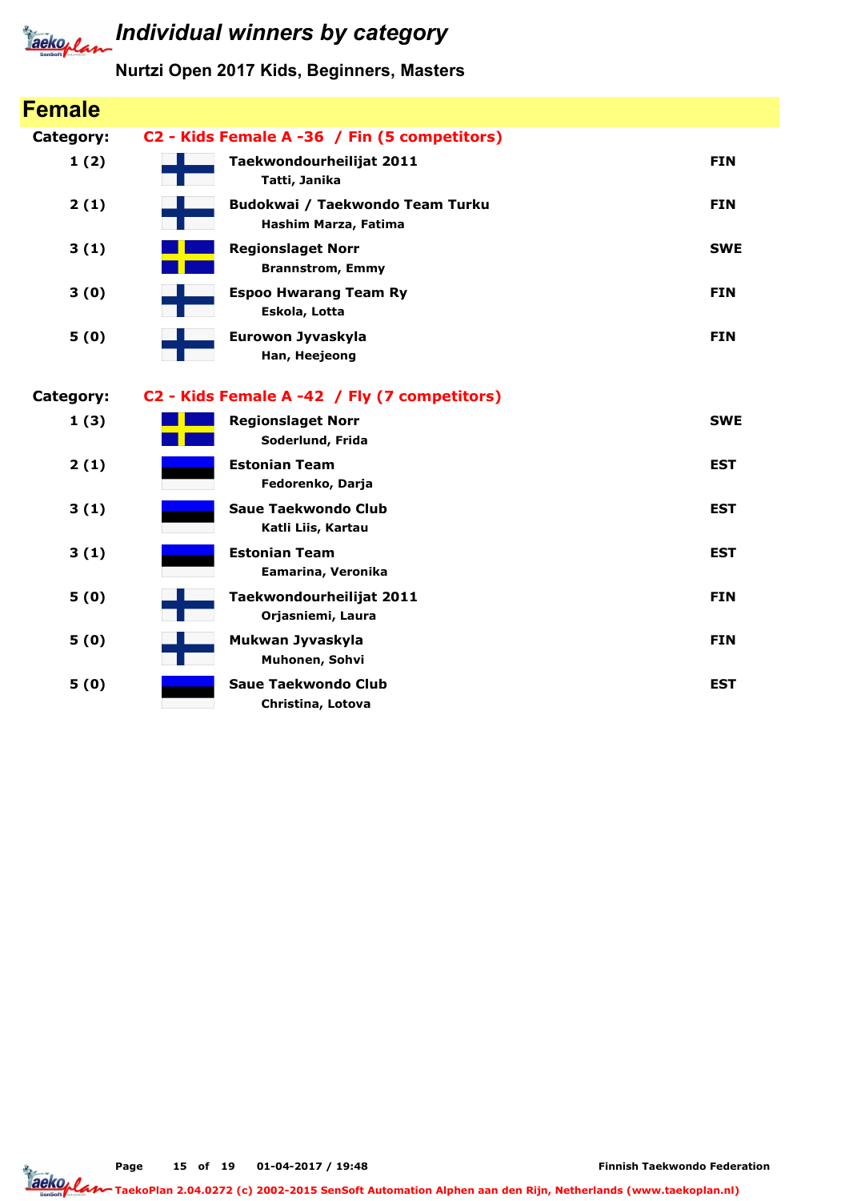# Individual winners by category

**Nurtzi Open 2017 Kids, Beginners, Masters**

## Female

**Category: C2 - Kids Female A -36 / Fin (5 competitors)**

| Place | Club / Name | Country |
|---|---|---|
| 1 (2) | **Taekwondourheilijat 2011**<br>Tatti, Janika | FIN |
| 2 (1) | **Budokwai / Taekwondo Team Turku**<br>Hashim Marza, Fatima | FIN |
| 3 (1) | **Regionslaget Norr**<br>Brannstrom, Emmy | SWE |
| 3 (0) | **Espoo Hwarang Team Ry**<br>Eskola, Lotta | FIN |
| 5 (0) | **Eurowon Jyvaskyla**<br>Han, Heejeong | FIN |

**Category: C2 - Kids Female A -42 / Fly (7 competitors)**

| Place | Club / Name | Country |
|---|---|---|
| 1 (3) | **Regionslaget Norr**<br>Soderlund, Frida | SWE |
| 2 (1) | **Estonian Team**<br>Fedorenko, Darja | EST |
| 3 (1) | **Saue Taekwondo Club**<br>Katli Liis, Kartau | EST |
| 3 (1) | **Estonian Team**<br>Eamarina, Veronika | EST |
| 5 (0) | **Taekwondourheilijat 2011**<br>Orjasniemi, Laura | FIN |
| 5 (0) | **Mukwan Jyvaskyla**<br>Muhonen, Sohvi | FIN |
| 5 (0) | **Saue Taekwondo Club**<br>Christina, Lotova | EST |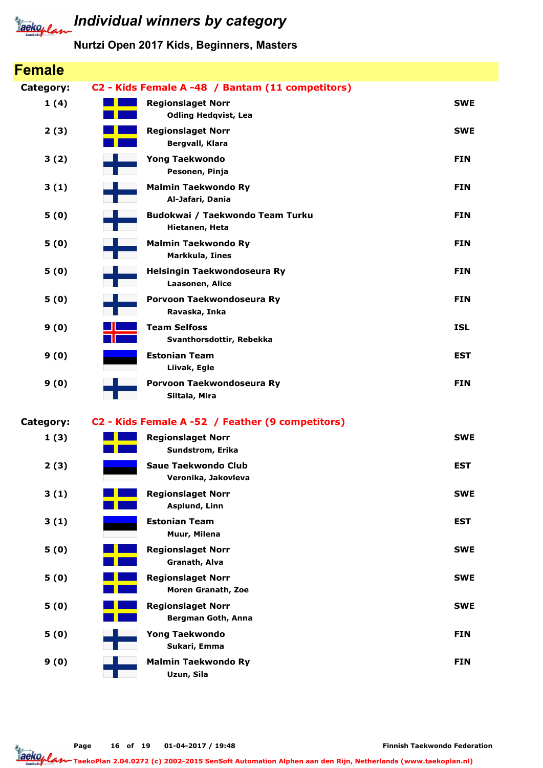# Individual winners by category

## Nurtzi Open 2017 Kids, Beginners, Masters

## Female

**Category:** C2 - Kids Female A -48 / Bantam (11 competitors)

| Place | Club / Name | Country |
|---|---|---|
| 1 (4) | **Regionslaget Norr**<br>Odling Hedqvist, Lea | SWE |
| 2 (3) | **Regionslaget Norr**<br>Bergvall, Klara | SWE |
| 3 (2) | **Yong Taekwondo**<br>Pesonen, Pinja | FIN |
| 3 (1) | **Malmin Taekwondo Ry**<br>Al-Jafari, Dania | FIN |
| 5 (0) | **Budokwai / Taekwondo Team Turku**<br>Hietanen, Heta | FIN |
| 5 (0) | **Malmin Taekwondo Ry**<br>Markkula, Iines | FIN |
| 5 (0) | **Helsingin Taekwondoseura Ry**<br>Laasonen, Alice | FIN |
| 5 (0) | **Porvoon Taekwondoseura Ry**<br>Ravaska, Inka | FIN |
| 9 (0) | **Team Selfoss**<br>Svanthorsdottir, Rebekka | ISL |
| 9 (0) | **Estonian Team**<br>Liivak, Egle | EST |
| 9 (0) | **Porvoon Taekwondoseura Ry**<br>Siltala, Mira | FIN |

**Category:** C2 - Kids Female A -52 / Feather (9 competitors)

| Place | Club / Name | Country |
|---|---|---|
| 1 (3) | **Regionslaget Norr**<br>Sundstrom, Erika | SWE |
| 2 (3) | **Saue Taekwondo Club**<br>Veronika, Jakovleva | EST |
| 3 (1) | **Regionslaget Norr**<br>Asplund, Linn | SWE |
| 3 (1) | **Estonian Team**<br>Muur, Milena | EST |
| 5 (0) | **Regionslaget Norr**<br>Granath, Alva | SWE |
| 5 (0) | **Regionslaget Norr**<br>Moren Granath, Zoe | SWE |
| 5 (0) | **Regionslaget Norr**<br>Bergman Goth, Anna | SWE |
| 5 (0) | **Yong Taekwondo**<br>Sukari, Emma | FIN |
| 9 (0) | **Malmin Taekwondo Ry**<br>Uzun, Sila | FIN |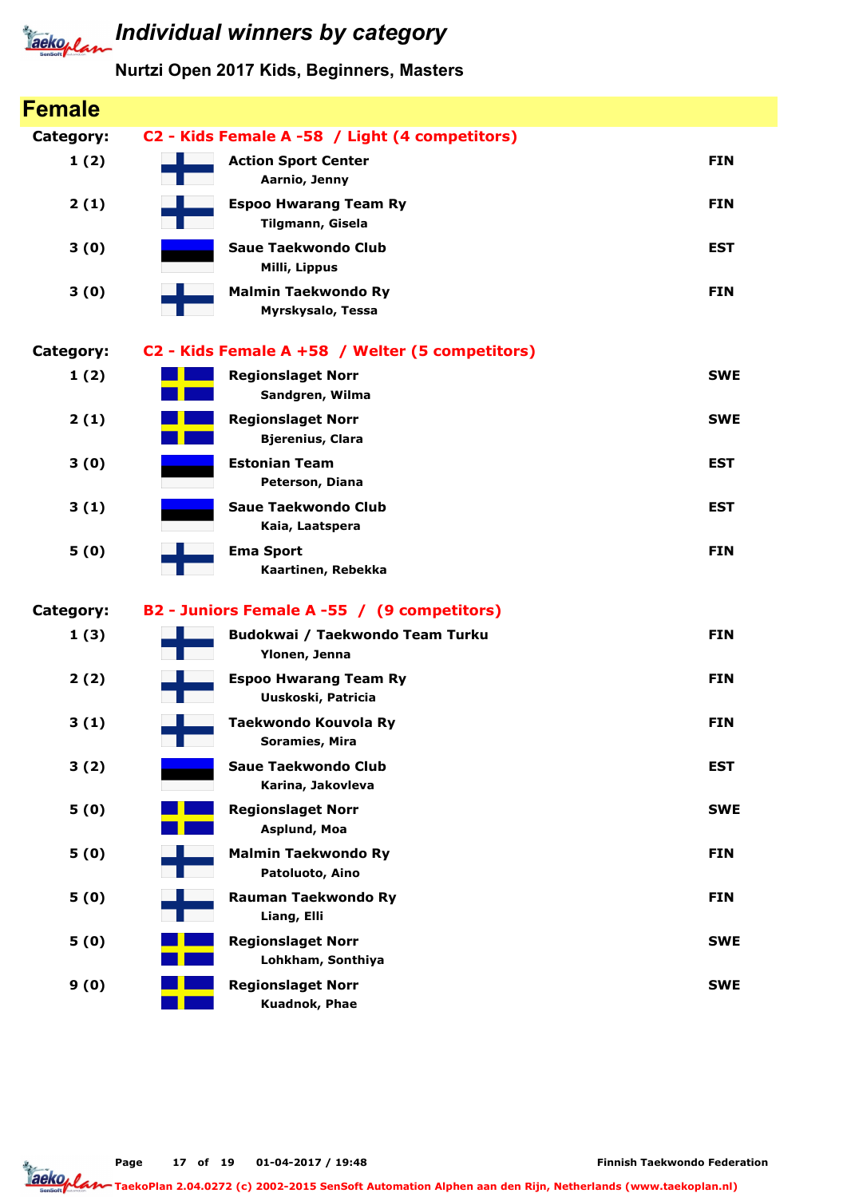# Individual winners by category

## Nurtzi Open 2017 Kids, Beginners, Masters

## Female

**Category: C2 - Kids Female A -58 / Light (4 competitors)**

| Place | Club / Name | Country |
|---|---|---|
| 1 (2) | **Action Sport Center**<br>Aarnio, Jenny | FIN |
| 2 (1) | **Espoo Hwarang Team Ry**<br>Tilgmann, Gisela | FIN |
| 3 (0) | **Saue Taekwondo Club**<br>Milli, Lippus | EST |
| 3 (0) | **Malmin Taekwondo Ry**<br>Myrskysalo, Tessa | FIN |

**Category: C2 - Kids Female A +58 / Welter (5 competitors)**

| Place | Club / Name | Country |
|---|---|---|
| 1 (2) | **Regionslaget Norr**<br>Sandgren, Wilma | SWE |
| 2 (1) | **Regionslaget Norr**<br>Bjerenius, Clara | SWE |
| 3 (0) | **Estonian Team**<br>Peterson, Diana | EST |
| 3 (1) | **Saue Taekwondo Club**<br>Kaia, Laatspera | EST |
| 5 (0) | **Ema Sport**<br>Kaartinen, Rebekka | FIN |

**Category: B2 - Juniors Female A -55 / (9 competitors)**

| Place | Club / Name | Country |
|---|---|---|
| 1 (3) | **Budokwai / Taekwondo Team Turku**<br>Ylonen, Jenna | FIN |
| 2 (2) | **Espoo Hwarang Team Ry**<br>Uuskoski, Patricia | FIN |
| 3 (1) | **Taekwondo Kouvola Ry**<br>Soramies, Mira | FIN |
| 3 (2) | **Saue Taekwondo Club**<br>Karina, Jakovleva | EST |
| 5 (0) | **Regionslaget Norr**<br>Asplund, Moa | SWE |
| 5 (0) | **Malmin Taekwondo Ry**<br>Patoluoto, Aino | FIN |
| 5 (0) | **Rauman Taekwondo Ry**<br>Liang, Elli | FIN |
| 5 (0) | **Regionslaget Norr**<br>Lohkham, Sonthiya | SWE |
| 9 (0) | **Regionslaget Norr**<br>Kuadnok, Phae | SWE |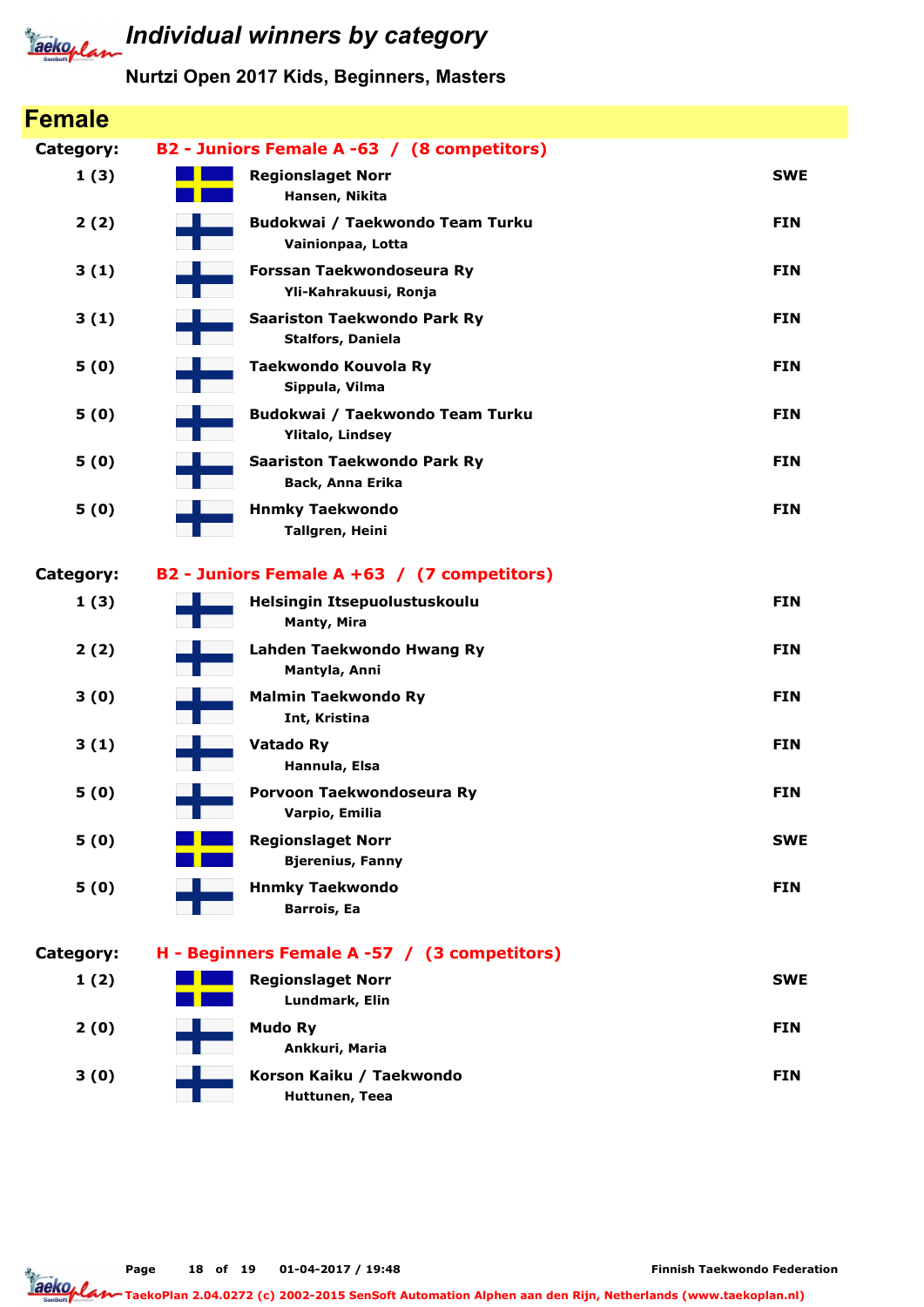# Individual winners by category

## Nurtzi Open 2017 Kids, Beginners, Masters

## Female

**Category: B2 - Juniors Female A -63 / (8 competitors)**

| Place | Club / Name | Country |
|---|---|---|
| 1 (3) | **Regionslaget Norr**<br>Hansen, Nikita | SWE |
| 2 (2) | **Budokwai / Taekwondo Team Turku**<br>Vainionpaa, Lotta | FIN |
| 3 (1) | **Forssan Taekwondoseura Ry**<br>Yli-Kahrakuusi, Ronja | FIN |
| 3 (1) | **Saariston Taekwondo Park Ry**<br>Stalfors, Daniela | FIN |
| 5 (0) | **Taekwondo Kouvola Ry**<br>Sippula, Vilma | FIN |
| 5 (0) | **Budokwai / Taekwondo Team Turku**<br>Ylitalo, Lindsey | FIN |
| 5 (0) | **Saariston Taekwondo Park Ry**<br>Back, Anna Erika | FIN |
| 5 (0) | **Hnmky Taekwondo**<br>Tallgren, Heini | FIN |

**Category: B2 - Juniors Female A +63 / (7 competitors)**

| Place | Club / Name | Country |
|---|---|---|
| 1 (3) | **Helsingin Itsepuolustuskoulu**<br>Manty, Mira | FIN |
| 2 (2) | **Lahden Taekwondo Hwang Ry**<br>Mantyla, Anni | FIN |
| 3 (0) | **Malmin Taekwondo Ry**<br>Int, Kristina | FIN |
| 3 (1) | **Vatado Ry**<br>Hannula, Elsa | FIN |
| 5 (0) | **Porvoon Taekwondoseura Ry**<br>Varpio, Emilia | FIN |
| 5 (0) | **Regionslaget Norr**<br>Bjerenius, Fanny | SWE |
| 5 (0) | **Hnmky Taekwondo**<br>Barrois, Ea | FIN |

**Category: H - Beginners Female A -57 / (3 competitors)**

| Place | Club / Name | Country |
|---|---|---|
| 1 (2) | **Regionslaget Norr**<br>Lundmark, Elin | SWE |
| 2 (0) | **Mudo Ry**<br>Ankkuri, Maria | FIN |
| 3 (0) | **Korson Kaiku / Taekwondo**<br>Huttunen, Teea | FIN |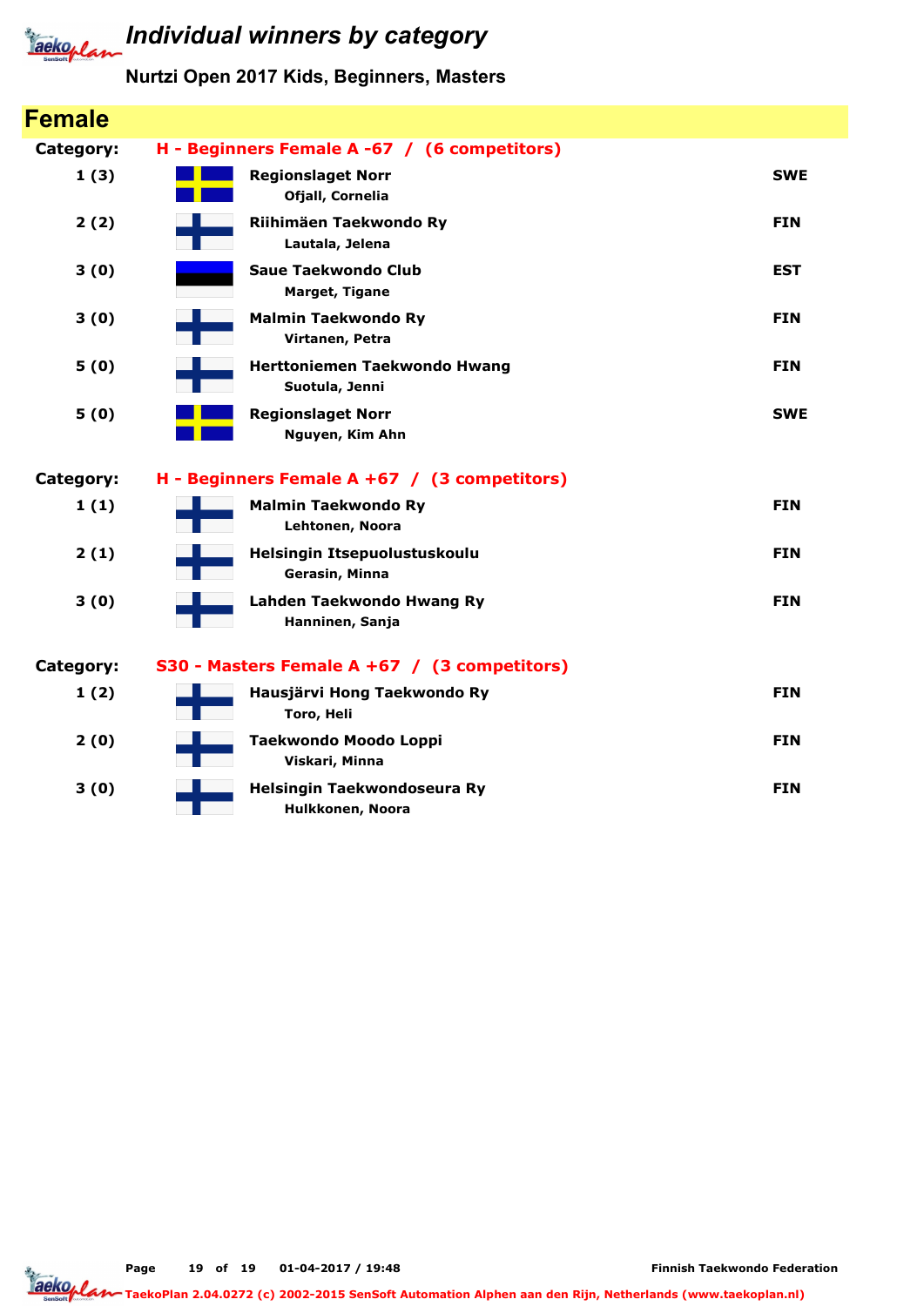# Individual winners by category

**Nurtzi Open 2017 Kids, Beginners, Masters**

## Female

**Category:** H - Beginners Female A -67 / (6 competitors)

| | | |
|---|---|---|
| 1 (3) | **Regionslaget Norr**<br>Ofjall, Cornelia | SWE |
| 2 (2) | **Riihimäen Taekwondo Ry**<br>Lautala, Jelena | FIN |
| 3 (0) | **Saue Taekwondo Club**<br>Marget, Tigane | EST |
| 3 (0) | **Malmin Taekwondo Ry**<br>Virtanen, Petra | FIN |
| 5 (0) | **Herttoniemen Taekwondo Hwang**<br>Suotula, Jenni | FIN |
| 5 (0) | **Regionslaget Norr**<br>Nguyen, Kim Ahn | SWE |

**Category:** H - Beginners Female A +67 / (3 competitors)

| | | |
|---|---|---|
| 1 (1) | **Malmin Taekwondo Ry**<br>Lehtonen, Noora | FIN |
| 2 (1) | **Helsingin Itsepuolustuskoulu**<br>Gerasin, Minna | FIN |
| 3 (0) | **Lahden Taekwondo Hwang Ry**<br>Hanninen, Sanja | FIN |

**Category:** S30 - Masters Female A +67 / (3 competitors)

| | | |
|---|---|---|
| 1 (2) | **Hausjärvi Hong Taekwondo Ry**<br>Toro, Heli | FIN |
| 2 (0) | **Taekwondo Moodo Loppi**<br>Viskari, Minna | FIN |
| 3 (0) | **Helsingin Taekwondoseura Ry**<br>Hulkkonen, Noora | FIN |